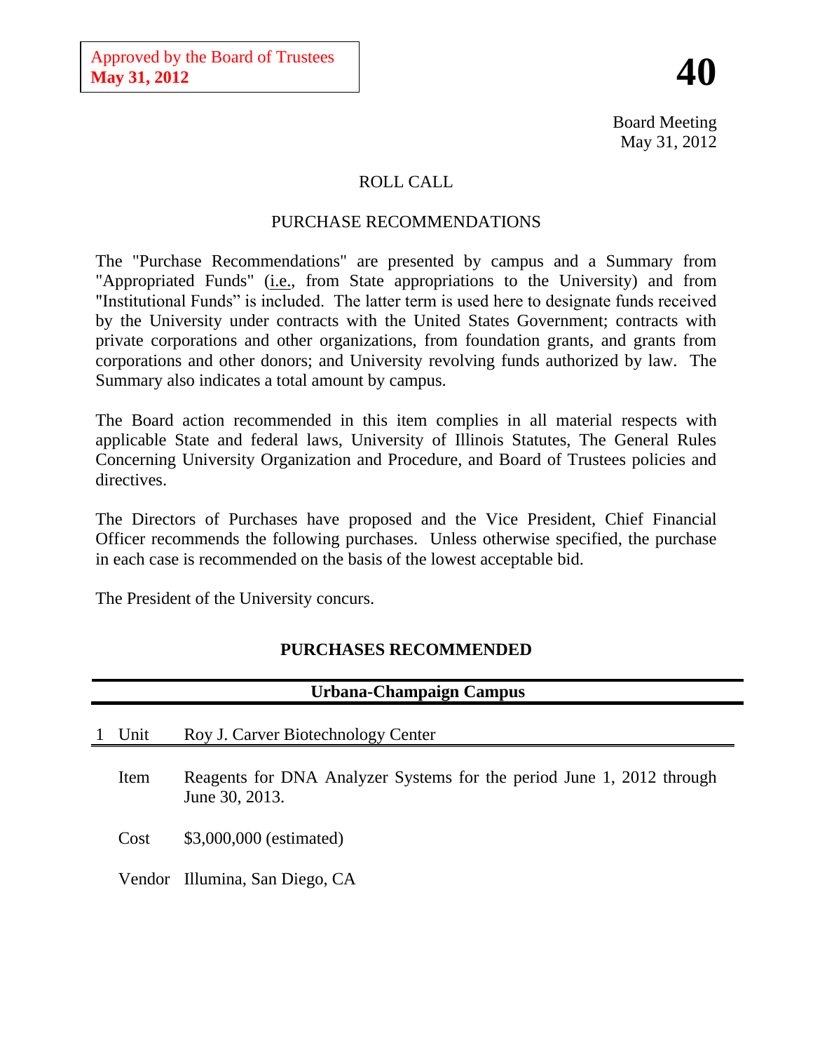Approved by the Board of Trustees
**May 31, 2012**

# 40

Board Meeting
May 31, 2012

ROLL CALL

PURCHASE RECOMMENDATIONS

The "Purchase Recommendations" are presented by campus and a Summary from "Appropriated Funds" (i.e., from State appropriations to the University) and from "Institutional Funds" is included. The latter term is used here to designate funds received by the University under contracts with the United States Government; contracts with private corporations and other organizations, from foundation grants, and grants from corporations and other donors; and University revolving funds authorized by law. The Summary also indicates a total amount by campus.

The Board action recommended in this item complies in all material respects with applicable State and federal laws, University of Illinois Statutes, The General Rules Concerning University Organization and Procedure, and Board of Trustees policies and directives.

The Directors of Purchases have proposed and the Vice President, Chief Financial Officer recommends the following purchases. Unless otherwise specified, the purchase in each case is recommended on the basis of the lowest acceptable bid.

The President of the University concurs.

## PURCHASES RECOMMENDED

### Urbana-Champaign Campus

1 Unit — Roy J. Carver Biotechnology Center

Item — Reagents for DNA Analyzer Systems for the period June 1, 2012 through June 30, 2013.

Cost — $3,000,000 (estimated)

Vendor — Illumina, San Diego, CA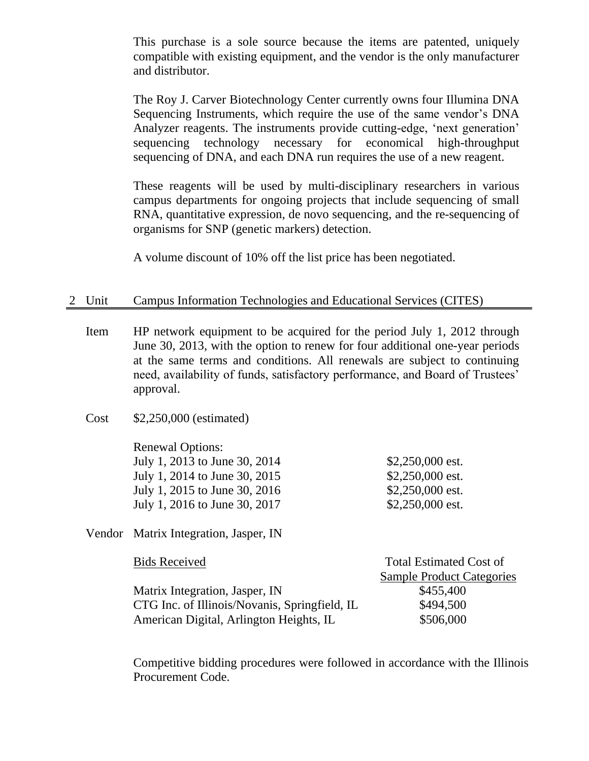This purchase is a sole source because the items are patented, uniquely compatible with existing equipment, and the vendor is the only manufacturer and distributor.

The Roy J. Carver Biotechnology Center currently owns four Illumina DNA Sequencing Instruments, which require the use of the same vendor's DNA Analyzer reagents. The instruments provide cutting-edge, 'next generation' sequencing technology necessary for economical high-throughput sequencing of DNA, and each DNA run requires the use of a new reagent.

These reagents will be used by multi-disciplinary researchers in various campus departments for ongoing projects that include sequencing of small RNA, quantitative expression, de novo sequencing, and the re-sequencing of organisms for SNP (genetic markers) detection.

A volume discount of 10% off the list price has been negotiated.

## 2 Unit Campus Information Technologies and Educational Services (CITES)

**Item** HP network equipment to be acquired for the period July 1, 2012 through June 30, 2013, with the option to renew for four additional one-year periods at the same terms and conditions. All renewals are subject to continuing need, availability of funds, satisfactory performance, and Board of Trustees' approval.

**Cost** $2,250,000 (estimated)

Renewal Options:

| | |
|---|---|
| July 1, 2013 to June 30, 2014 | $2,250,000 est. |
| July 1, 2014 to June 30, 2015 | $2,250,000 est. |
| July 1, 2015 to June 30, 2016 | $2,250,000 est. |
| July 1, 2016 to June 30, 2017 | $2,250,000 est. |

**Vendor** Matrix Integration, Jasper, IN

| Bids Received | Total Estimated Cost of Sample Product Categories |
|---|---|
| Matrix Integration, Jasper, IN | $455,400 |
| CTG Inc. of Illinois/Novanis, Springfield, IL | $494,500 |
| American Digital, Arlington Heights, IL | $506,000 |

Competitive bidding procedures were followed in accordance with the Illinois Procurement Code.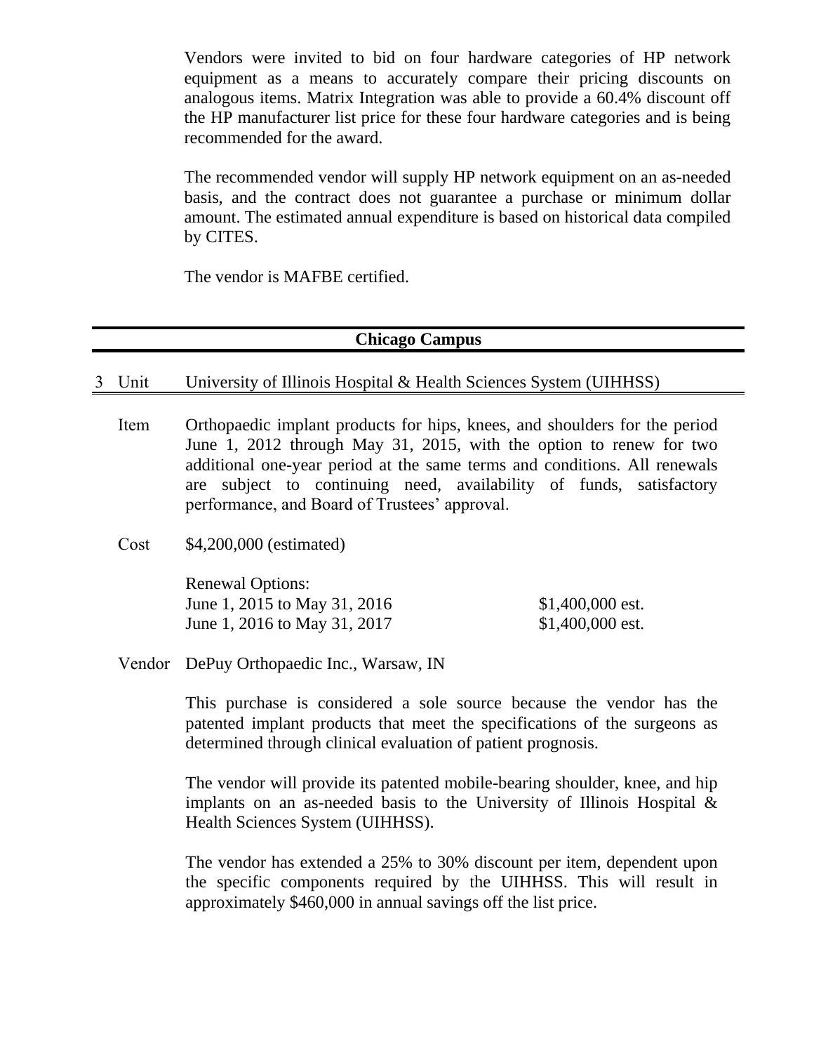Vendors were invited to bid on four hardware categories of HP network equipment as a means to accurately compare their pricing discounts on analogous items. Matrix Integration was able to provide a 60.4% discount off the HP manufacturer list price for these four hardware categories and is being recommended for the award.

The recommended vendor will supply HP network equipment on an as-needed basis, and the contract does not guarantee a purchase or minimum dollar amount. The estimated annual expenditure is based on historical data compiled by CITES.

The vendor is MAFBE certified.

## Chicago Campus

**3 Unit** University of Illinois Hospital & Health Sciences System (UIHHSS)

**Item** Orthopaedic implant products for hips, knees, and shoulders for the period June 1, 2012 through May 31, 2015, with the option to renew for two additional one-year period at the same terms and conditions. All renewals are subject to continuing need, availability of funds, satisfactory performance, and Board of Trustees' approval.

**Cost** $4,200,000 (estimated)

Renewal Options:

| | |
|---|---|
| June 1, 2015 to May 31, 2016 | $1,400,000 est. |
| June 1, 2016 to May 31, 2017 | $1,400,000 est. |

**Vendor** DePuy Orthopaedic Inc., Warsaw, IN

This purchase is considered a sole source because the vendor has the patented implant products that meet the specifications of the surgeons as determined through clinical evaluation of patient prognosis.

The vendor will provide its patented mobile-bearing shoulder, knee, and hip implants on an as-needed basis to the University of Illinois Hospital & Health Sciences System (UIHHSS).

The vendor has extended a 25% to 30% discount per item, dependent upon the specific components required by the UIHHSS. This will result in approximately $460,000 in annual savings off the list price.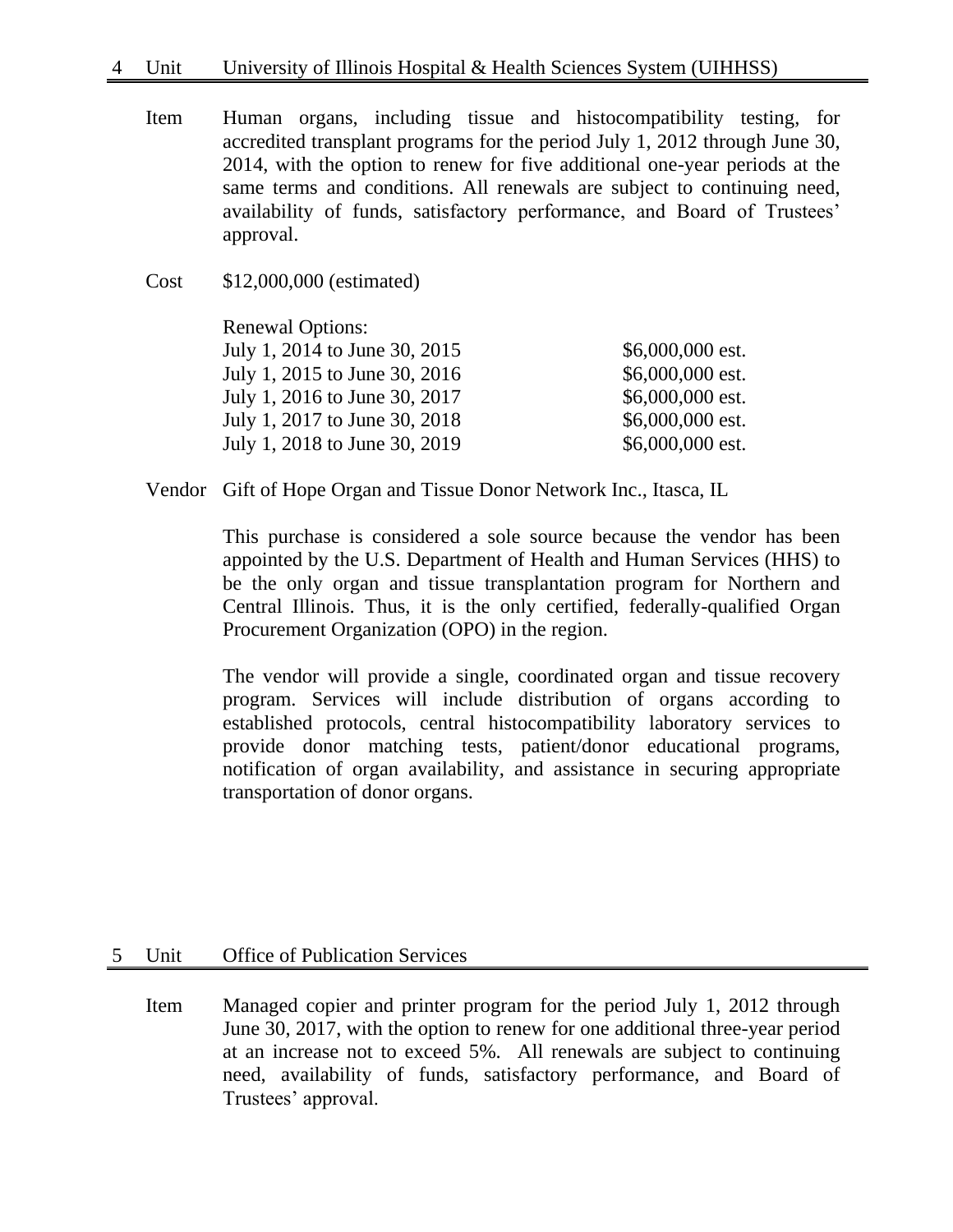## 4 Unit University of Illinois Hospital & Health Sciences System (UIHHSS)

Item Human organs, including tissue and histocompatibility testing, for accredited transplant programs for the period July 1, 2012 through June 30, 2014, with the option to renew for five additional one-year periods at the same terms and conditions. All renewals are subject to continuing need, availability of funds, satisfactory performance, and Board of Trustees' approval.

Cost $12,000,000 (estimated)

Renewal Options:

| | |
|---|---|
| July 1, 2014 to June 30, 2015 | $6,000,000 est. |
| July 1, 2015 to June 30, 2016 | $6,000,000 est. |
| July 1, 2016 to June 30, 2017 | $6,000,000 est. |
| July 1, 2017 to June 30, 2018 | $6,000,000 est. |
| July 1, 2018 to June 30, 2019 | $6,000,000 est. |

Vendor Gift of Hope Organ and Tissue Donor Network Inc., Itasca, IL

This purchase is considered a sole source because the vendor has been appointed by the U.S. Department of Health and Human Services (HHS) to be the only organ and tissue transplantation program for Northern and Central Illinois. Thus, it is the only certified, federally-qualified Organ Procurement Organization (OPO) in the region.

The vendor will provide a single, coordinated organ and tissue recovery program. Services will include distribution of organs according to established protocols, central histocompatibility laboratory services to provide donor matching tests, patient/donor educational programs, notification of organ availability, and assistance in securing appropriate transportation of donor organs.

## 5 Unit Office of Publication Services

Item Managed copier and printer program for the period July 1, 2012 through June 30, 2017, with the option to renew for one additional three-year period at an increase not to exceed 5%. All renewals are subject to continuing need, availability of funds, satisfactory performance, and Board of Trustees' approval.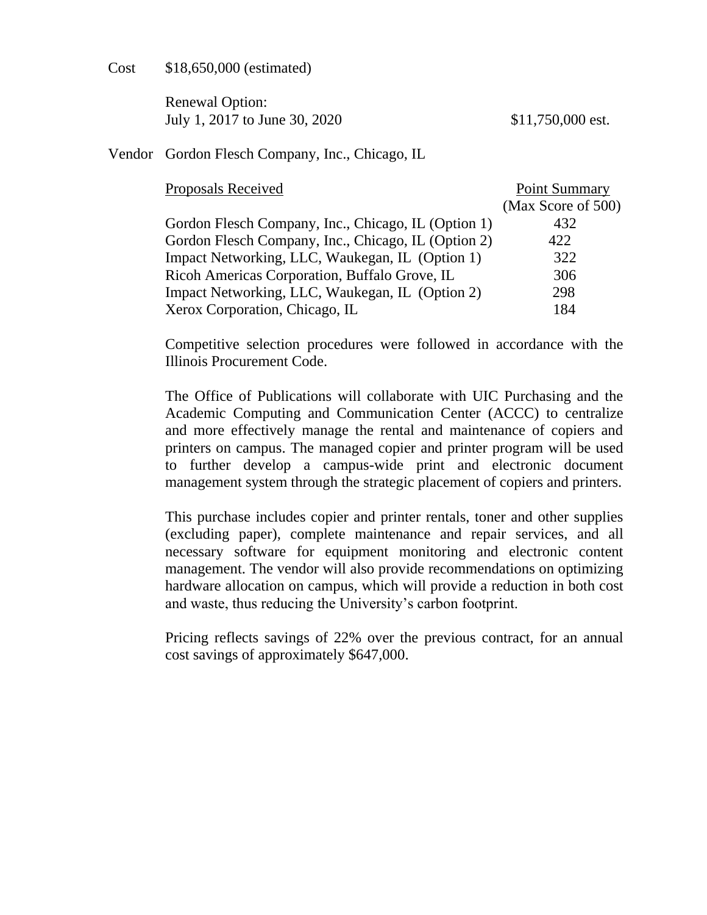Cost $18,650,000 (estimated)

Renewal Option:
July 1, 2017 to June 30, 2020 $11,750,000 est.

Vendor Gordon Flesch Company, Inc., Chicago, IL

| Proposals Received | Point Summary (Max Score of 500) |
|---|---|
| Gordon Flesch Company, Inc., Chicago, IL (Option 1) | 432 |
| Gordon Flesch Company, Inc., Chicago, IL (Option 2) | 422 |
| Impact Networking, LLC, Waukegan, IL (Option 1) | 322 |
| Ricoh Americas Corporation, Buffalo Grove, IL | 306 |
| Impact Networking, LLC, Waukegan, IL (Option 2) | 298 |
| Xerox Corporation, Chicago, IL | 184 |

Competitive selection procedures were followed in accordance with the Illinois Procurement Code.

The Office of Publications will collaborate with UIC Purchasing and the Academic Computing and Communication Center (ACCC) to centralize and more effectively manage the rental and maintenance of copiers and printers on campus. The managed copier and printer program will be used to further develop a campus-wide print and electronic document management system through the strategic placement of copiers and printers.

This purchase includes copier and printer rentals, toner and other supplies (excluding paper), complete maintenance and repair services, and all necessary software for equipment monitoring and electronic content management. The vendor will also provide recommendations on optimizing hardware allocation on campus, which will provide a reduction in both cost and waste, thus reducing the University's carbon footprint.

Pricing reflects savings of 22% over the previous contract, for an annual cost savings of approximately $647,000.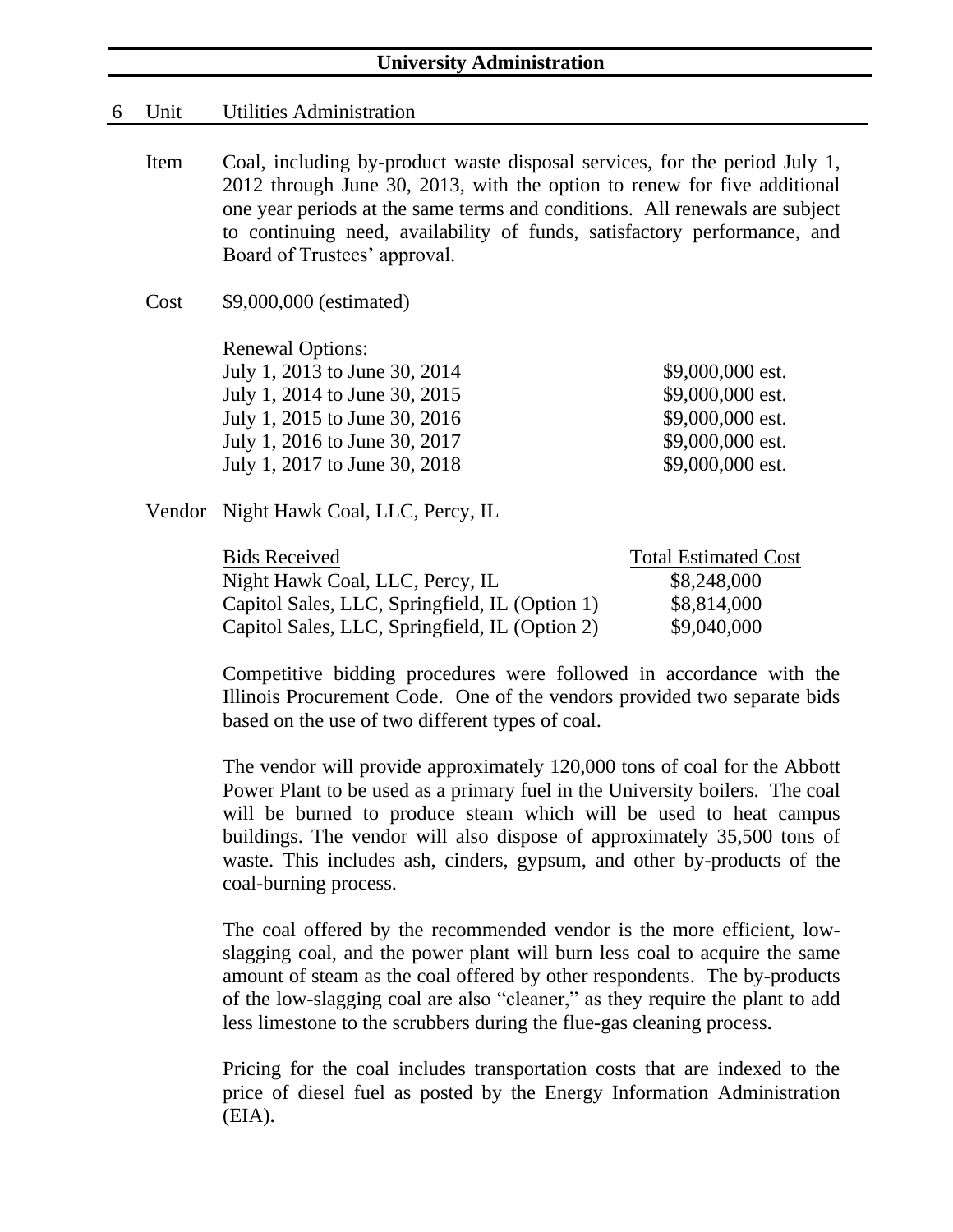## University Administration

6 Unit Utilities Administration

Item Coal, including by-product waste disposal services, for the period July 1, 2012 through June 30, 2013, with the option to renew for five additional one year periods at the same terms and conditions. All renewals are subject to continuing need, availability of funds, satisfactory performance, and Board of Trustees' approval.

Cost $9,000,000 (estimated)

| Renewal Options: | |
|---|---|
| July 1, 2013 to June 30, 2014 | $9,000,000 est. |
| July 1, 2014 to June 30, 2015 | $9,000,000 est. |
| July 1, 2015 to June 30, 2016 | $9,000,000 est. |
| July 1, 2016 to June 30, 2017 | $9,000,000 est. |
| July 1, 2017 to June 30, 2018 | $9,000,000 est. |

Vendor Night Hawk Coal, LLC, Percy, IL

| Bids Received | Total Estimated Cost |
|---|---|
| Night Hawk Coal, LLC, Percy, IL | $8,248,000 |
| Capitol Sales, LLC, Springfield, IL (Option 1) | $8,814,000 |
| Capitol Sales, LLC, Springfield, IL (Option 2) | $9,040,000 |

Competitive bidding procedures were followed in accordance with the Illinois Procurement Code. One of the vendors provided two separate bids based on the use of two different types of coal.

The vendor will provide approximately 120,000 tons of coal for the Abbott Power Plant to be used as a primary fuel in the University boilers. The coal will be burned to produce steam which will be used to heat campus buildings. The vendor will also dispose of approximately 35,500 tons of waste. This includes ash, cinders, gypsum, and other by-products of the coal-burning process.

The coal offered by the recommended vendor is the more efficient, low-slagging coal, and the power plant will burn less coal to acquire the same amount of steam as the coal offered by other respondents. The by-products of the low-slagging coal are also "cleaner," as they require the plant to add less limestone to the scrubbers during the flue-gas cleaning process.

Pricing for the coal includes transportation costs that are indexed to the price of diesel fuel as posted by the Energy Information Administration (EIA).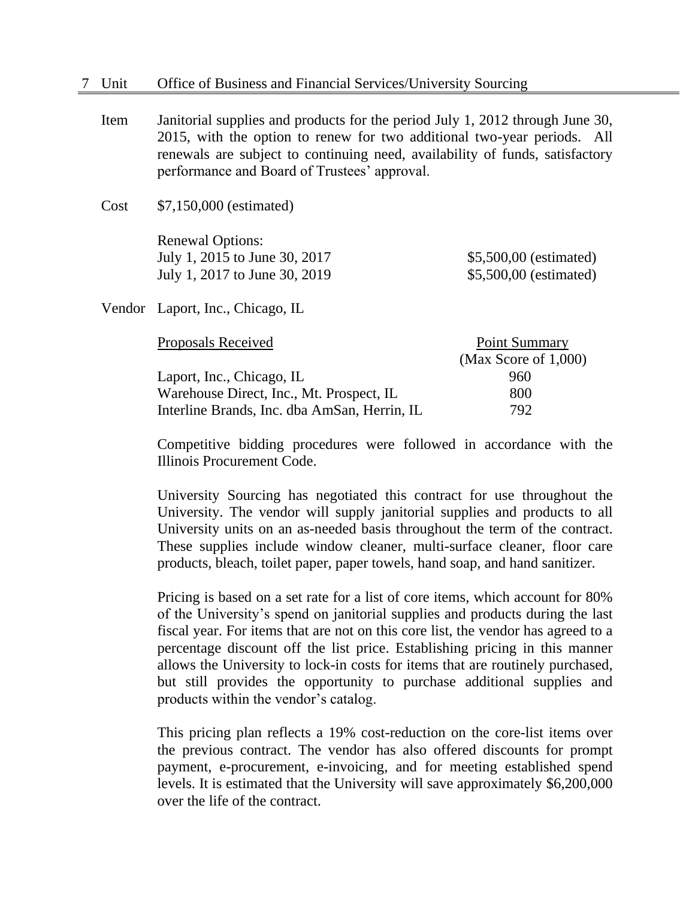7 Unit Office of Business and Financial Services/University Sourcing

Item Janitorial supplies and products for the period July 1, 2012 through June 30, 2015, with the option to renew for two additional two-year periods. All renewals are subject to continuing need, availability of funds, satisfactory performance and Board of Trustees' approval.

Cost $7,150,000 (estimated)

Renewal Options:

| | |
|---|---|
| July 1, 2015 to June 30, 2017 | $5,500,00 (estimated) |
| July 1, 2017 to June 30, 2019 | $5,500,00 (estimated) |

Vendor Laport, Inc., Chicago, IL

| Proposals Received | Point Summary (Max Score of 1,000) |
|---|---|
| Laport, Inc., Chicago, IL | 960 |
| Warehouse Direct, Inc., Mt. Prospect, IL | 800 |
| Interline Brands, Inc. dba AmSan, Herrin, IL | 792 |

Competitive bidding procedures were followed in accordance with the Illinois Procurement Code.

University Sourcing has negotiated this contract for use throughout the University. The vendor will supply janitorial supplies and products to all University units on an as-needed basis throughout the term of the contract. These supplies include window cleaner, multi-surface cleaner, floor care products, bleach, toilet paper, paper towels, hand soap, and hand sanitizer.

Pricing is based on a set rate for a list of core items, which account for 80% of the University's spend on janitorial supplies and products during the last fiscal year. For items that are not on this core list, the vendor has agreed to a percentage discount off the list price. Establishing pricing in this manner allows the University to lock-in costs for items that are routinely purchased, but still provides the opportunity to purchase additional supplies and products within the vendor's catalog.

This pricing plan reflects a 19% cost-reduction on the core-list items over the previous contract. The vendor has also offered discounts for prompt payment, e-procurement, e-invoicing, and for meeting established spend levels. It is estimated that the University will save approximately $6,200,000 over the life of the contract.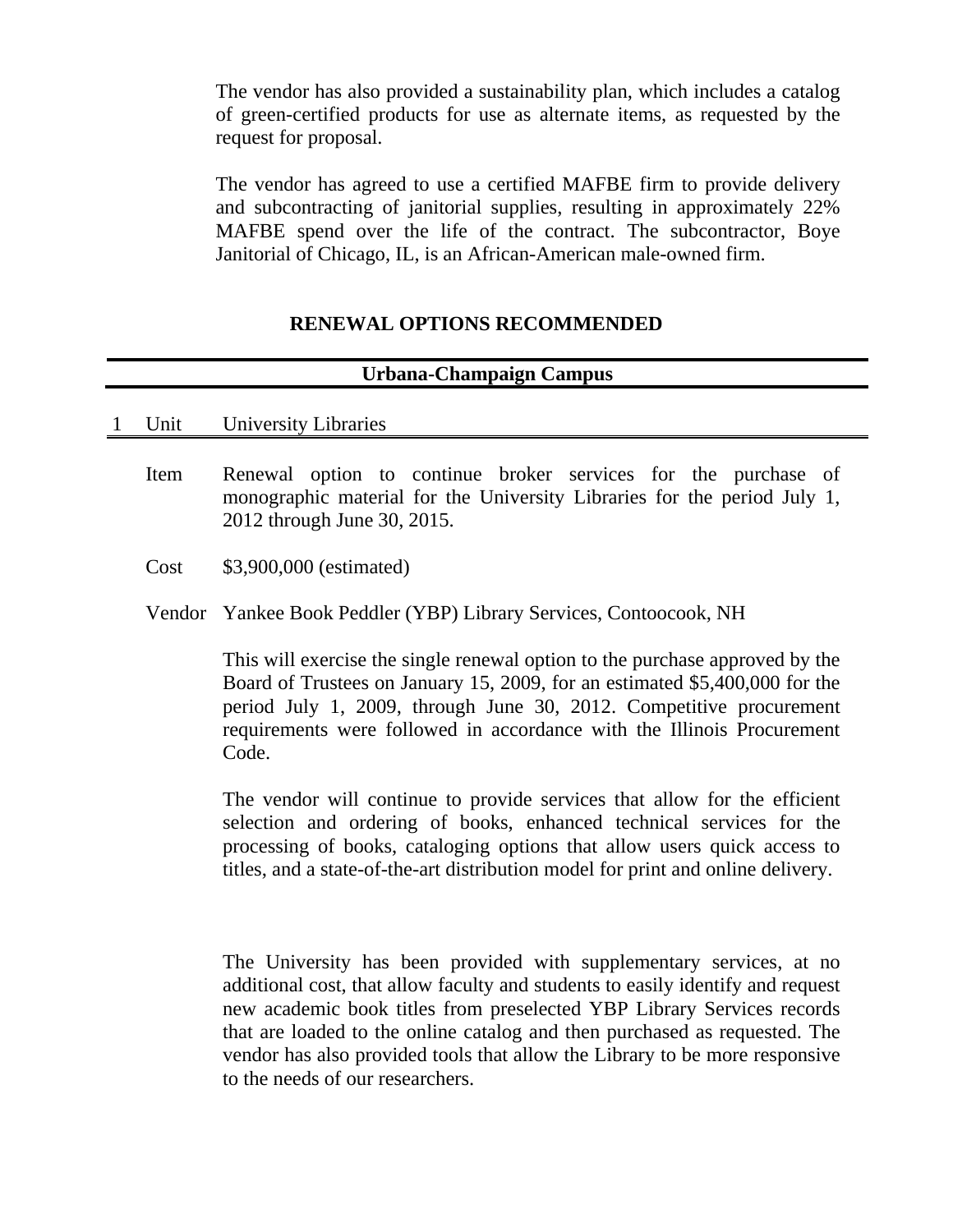The vendor has also provided a sustainability plan, which includes a catalog of green-certified products for use as alternate items, as requested by the request for proposal.

The vendor has agreed to use a certified MAFBE firm to provide delivery and subcontracting of janitorial supplies, resulting in approximately 22% MAFBE spend over the life of the contract. The subcontractor, Boye Janitorial of Chicago, IL, is an African-American male-owned firm.

## RENEWAL OPTIONS RECOMMENDED

### Urbana-Champaign Campus

1 Unit University Libraries

Item Renewal option to continue broker services for the purchase of monographic material for the University Libraries for the period July 1, 2012 through June 30, 2015.

Cost $3,900,000 (estimated)

Vendor Yankee Book Peddler (YBP) Library Services, Contoocook, NH

This will exercise the single renewal option to the purchase approved by the Board of Trustees on January 15, 2009, for an estimated $5,400,000 for the period July 1, 2009, through June 30, 2012. Competitive procurement requirements were followed in accordance with the Illinois Procurement Code.

The vendor will continue to provide services that allow for the efficient selection and ordering of books, enhanced technical services for the processing of books, cataloging options that allow users quick access to titles, and a state-of-the-art distribution model for print and online delivery.

The University has been provided with supplementary services, at no additional cost, that allow faculty and students to easily identify and request new academic book titles from preselected YBP Library Services records that are loaded to the online catalog and then purchased as requested. The vendor has also provided tools that allow the Library to be more responsive to the needs of our researchers.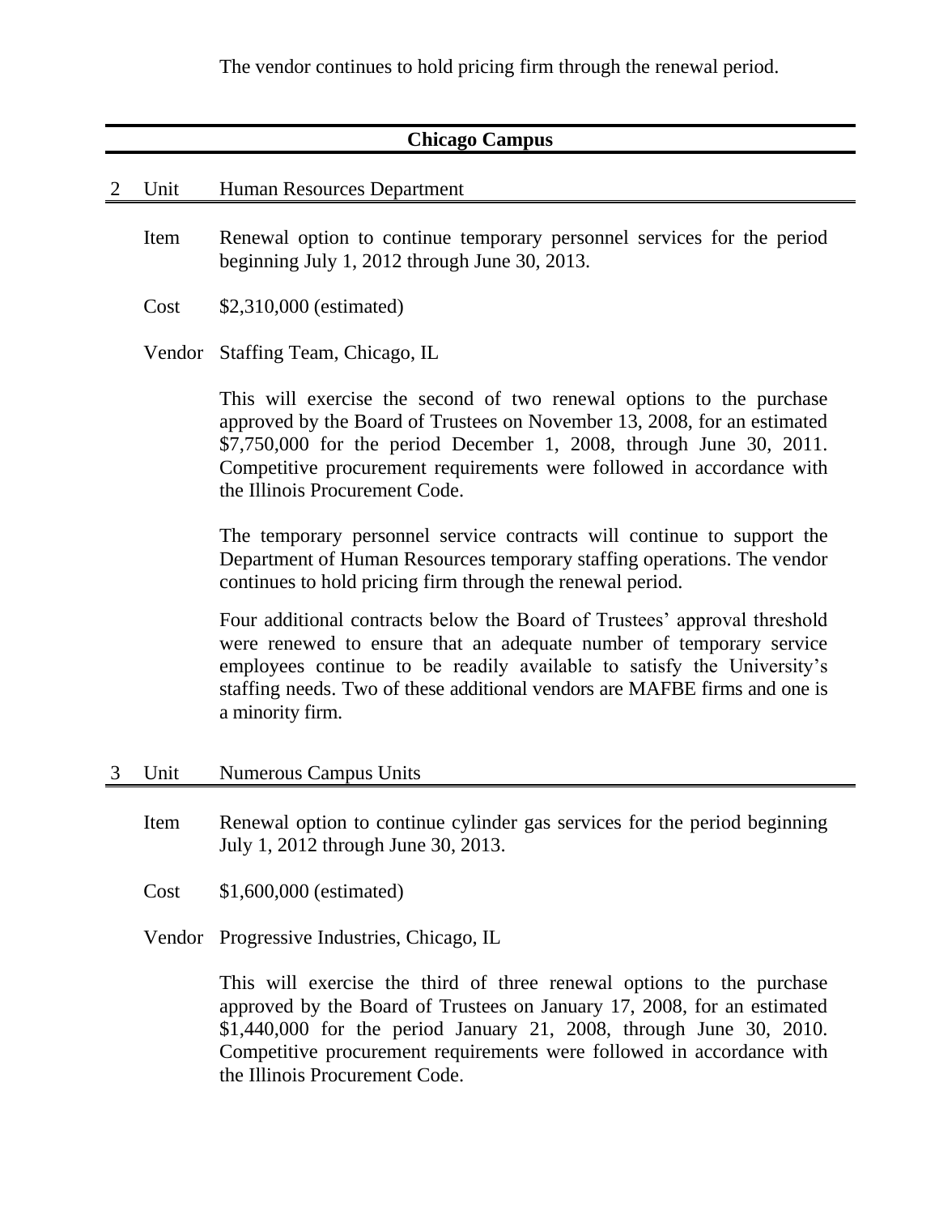The vendor continues to hold pricing firm through the renewal period.

## Chicago Campus

2 Unit Human Resources Department

Item Renewal option to continue temporary personnel services for the period beginning July 1, 2012 through June 30, 2013.

Cost \$2,310,000 (estimated)

Vendor Staffing Team, Chicago, IL

This will exercise the second of two renewal options to the purchase approved by the Board of Trustees on November 13, 2008, for an estimated \$7,750,000 for the period December 1, 2008, through June 30, 2011. Competitive procurement requirements were followed in accordance with the Illinois Procurement Code.

The temporary personnel service contracts will continue to support the Department of Human Resources temporary staffing operations. The vendor continues to hold pricing firm through the renewal period.

Four additional contracts below the Board of Trustees' approval threshold were renewed to ensure that an adequate number of temporary service employees continue to be readily available to satisfy the University's staffing needs. Two of these additional vendors are MAFBE firms and one is a minority firm.

3 Unit Numerous Campus Units

Item Renewal option to continue cylinder gas services for the period beginning July 1, 2012 through June 30, 2013.

Cost \$1,600,000 (estimated)

Vendor Progressive Industries, Chicago, IL

This will exercise the third of three renewal options to the purchase approved by the Board of Trustees on January 17, 2008, for an estimated \$1,440,000 for the period January 21, 2008, through June 30, 2010. Competitive procurement requirements were followed in accordance with the Illinois Procurement Code.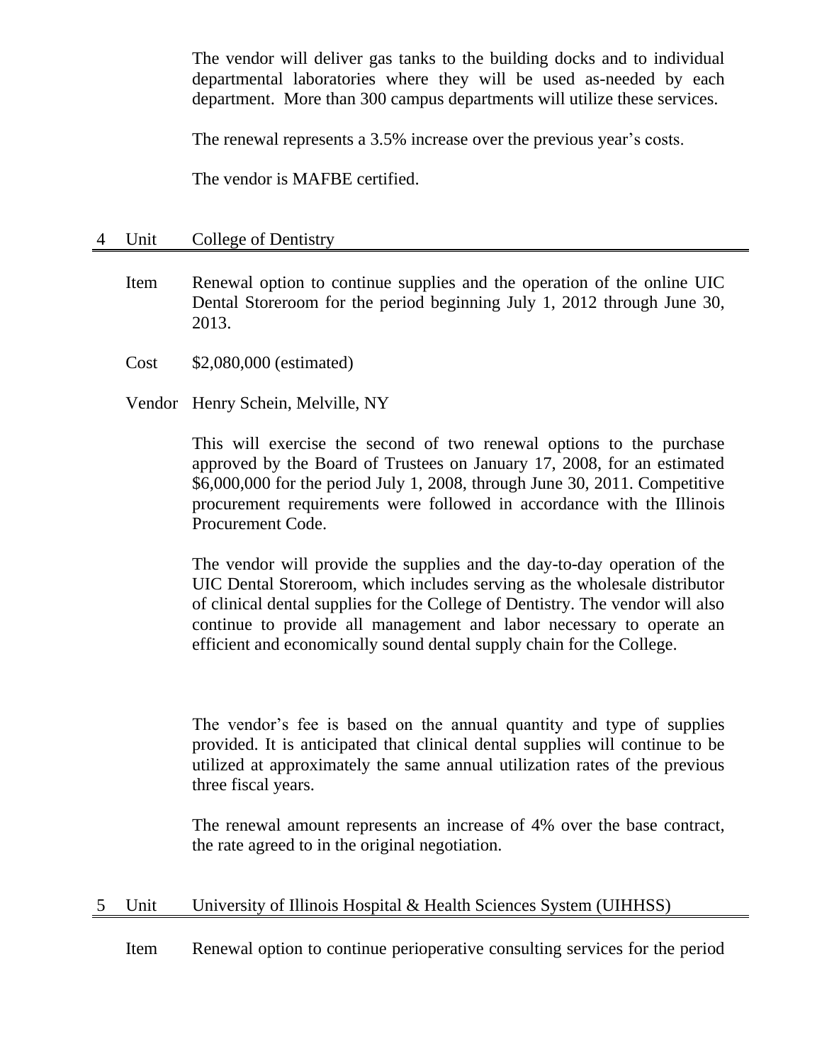The vendor will deliver gas tanks to the building docks and to individual departmental laboratories where they will be used as-needed by each department. More than 300 campus departments will utilize these services.

The renewal represents a 3.5% increase over the previous year's costs.

The vendor is MAFBE certified.

## 4 Unit College of Dentistry

**Item** Renewal option to continue supplies and the operation of the online UIC Dental Storeroom for the period beginning July 1, 2012 through June 30, 2013.

**Cost** $2,080,000 (estimated)

**Vendor** Henry Schein, Melville, NY

This will exercise the second of two renewal options to the purchase approved by the Board of Trustees on January 17, 2008, for an estimated $6,000,000 for the period July 1, 2008, through June 30, 2011. Competitive procurement requirements were followed in accordance with the Illinois Procurement Code.

The vendor will provide the supplies and the day-to-day operation of the UIC Dental Storeroom, which includes serving as the wholesale distributor of clinical dental supplies for the College of Dentistry. The vendor will also continue to provide all management and labor necessary to operate an efficient and economically sound dental supply chain for the College.

The vendor's fee is based on the annual quantity and type of supplies provided. It is anticipated that clinical dental supplies will continue to be utilized at approximately the same annual utilization rates of the previous three fiscal years.

The renewal amount represents an increase of 4% over the base contract, the rate agreed to in the original negotiation.

## 5 Unit University of Illinois Hospital & Health Sciences System (UIHHSS)

**Item** Renewal option to continue perioperative consulting services for the period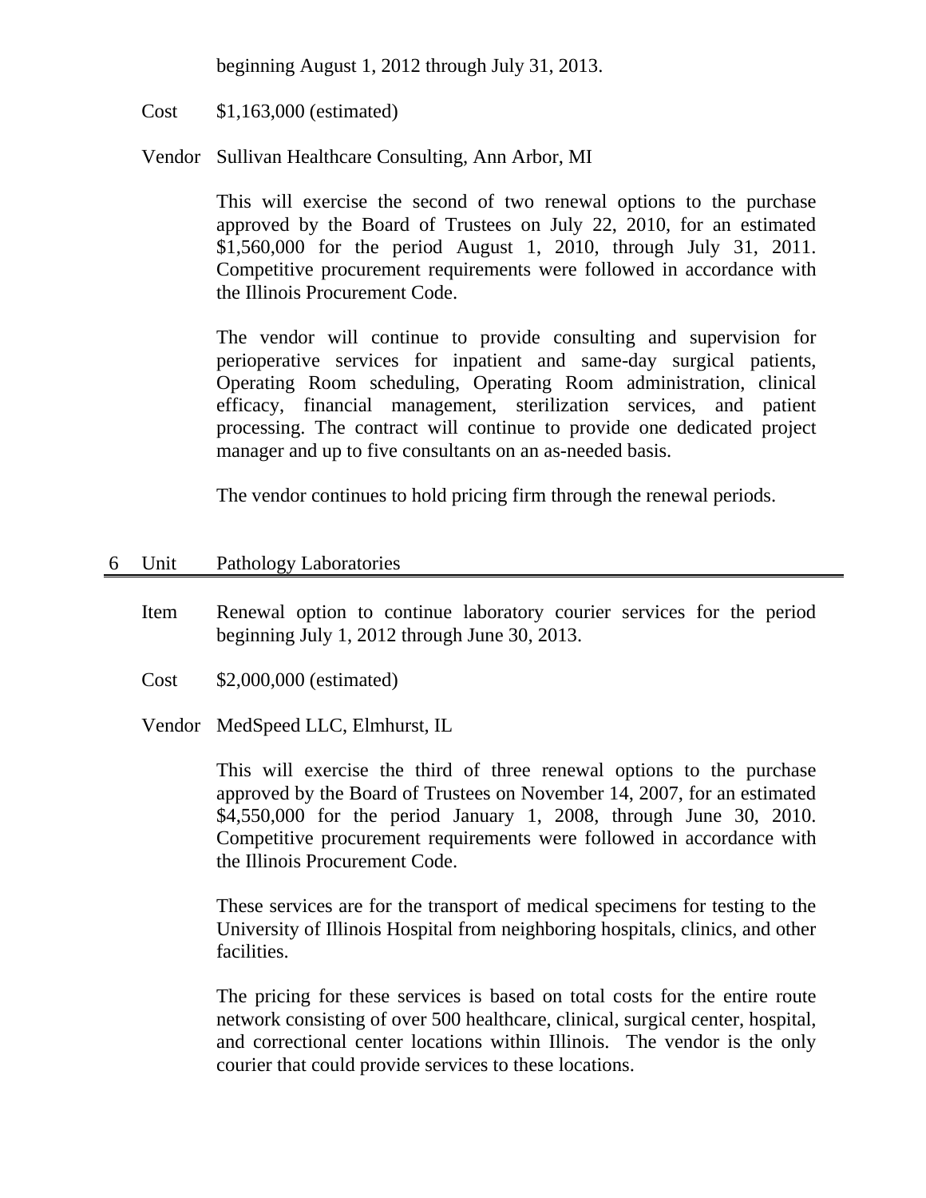beginning August 1, 2012 through July 31, 2013.

Cost $1,163,000 (estimated)

Vendor Sullivan Healthcare Consulting, Ann Arbor, MI

This will exercise the second of two renewal options to the purchase approved by the Board of Trustees on July 22, 2010, for an estimated $1,560,000 for the period August 1, 2010, through July 31, 2011. Competitive procurement requirements were followed in accordance with the Illinois Procurement Code.

The vendor will continue to provide consulting and supervision for perioperative services for inpatient and same-day surgical patients, Operating Room scheduling, Operating Room administration, clinical efficacy, financial management, sterilization services, and patient processing. The contract will continue to provide one dedicated project manager and up to five consultants on an as-needed basis.

The vendor continues to hold pricing firm through the renewal periods.

## 6 Unit Pathology Laboratories

Item Renewal option to continue laboratory courier services for the period beginning July 1, 2012 through June 30, 2013.

Cost $2,000,000 (estimated)

Vendor MedSpeed LLC, Elmhurst, IL

This will exercise the third of three renewal options to the purchase approved by the Board of Trustees on November 14, 2007, for an estimated $4,550,000 for the period January 1, 2008, through June 30, 2010. Competitive procurement requirements were followed in accordance with the Illinois Procurement Code.

These services are for the transport of medical specimens for testing to the University of Illinois Hospital from neighboring hospitals, clinics, and other facilities.

The pricing for these services is based on total costs for the entire route network consisting of over 500 healthcare, clinical, surgical center, hospital, and correctional center locations within Illinois. The vendor is the only courier that could provide services to these locations.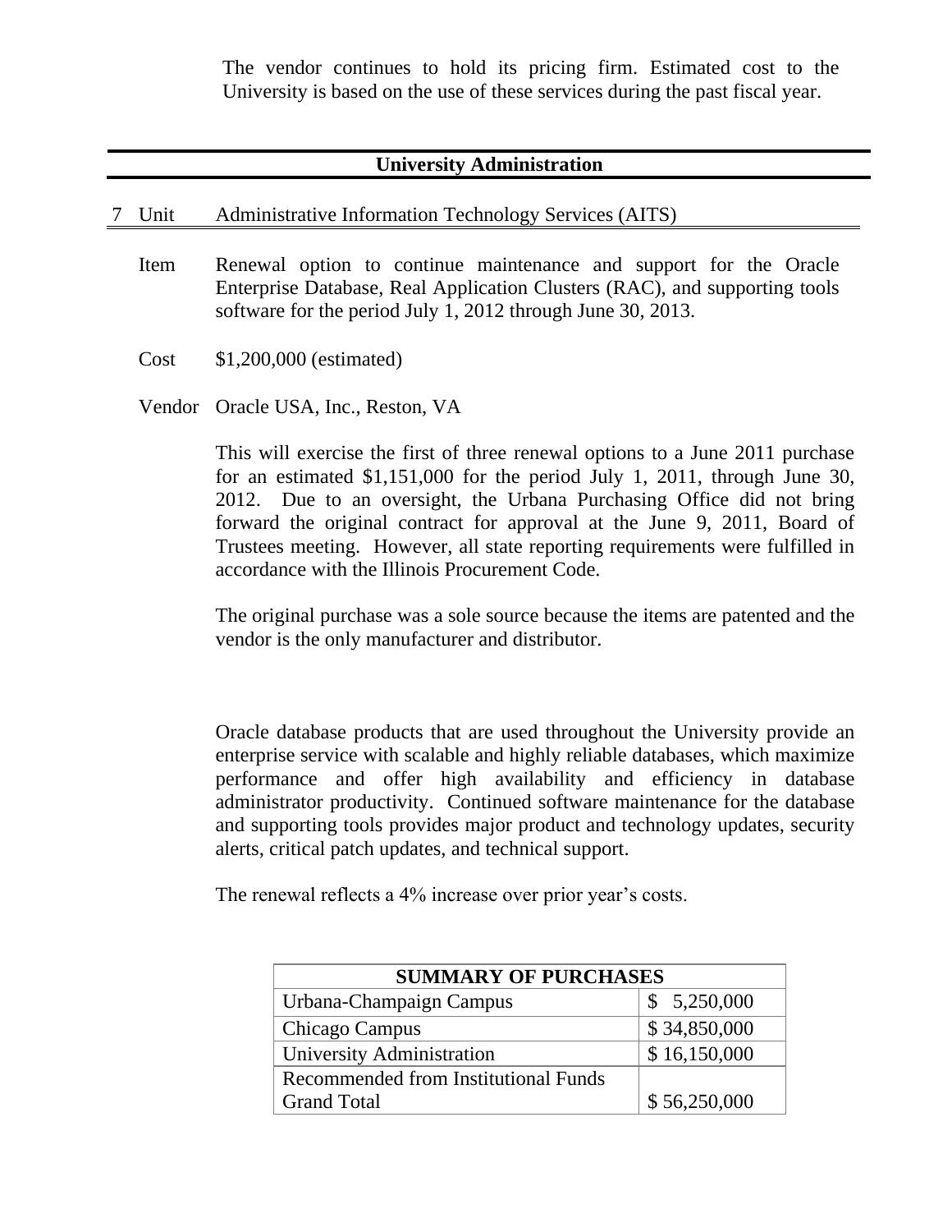The vendor continues to hold its pricing firm. Estimated cost to the University is based on the use of these services during the past fiscal year.

## University Administration

7 Unit Administrative Information Technology Services (AITS)

Item Renewal option to continue maintenance and support for the Oracle Enterprise Database, Real Application Clusters (RAC), and supporting tools software for the period July 1, 2012 through June 30, 2013.

Cost $1,200,000 (estimated)

Vendor Oracle USA, Inc., Reston, VA

This will exercise the first of three renewal options to a June 2011 purchase for an estimated $1,151,000 for the period July 1, 2011, through June 30, 2012. Due to an oversight, the Urbana Purchasing Office did not bring forward the original contract for approval at the June 9, 2011, Board of Trustees meeting. However, all state reporting requirements were fulfilled in accordance with the Illinois Procurement Code.

The original purchase was a sole source because the items are patented and the vendor is the only manufacturer and distributor.

Oracle database products that are used throughout the University provide an enterprise service with scalable and highly reliable databases, which maximize performance and offer high availability and efficiency in database administrator productivity. Continued software maintenance for the database and supporting tools provides major product and technology updates, security alerts, critical patch updates, and technical support.

The renewal reflects a 4% increase over prior year's costs.

| SUMMARY OF PURCHASES | |
|---|---|
| Urbana-Champaign Campus | $ 5,250,000 |
| Chicago Campus | $ 34,850,000 |
| University Administration | $ 16,150,000 |
| Recommended from Institutional Funds Grand Total | $ 56,250,000 |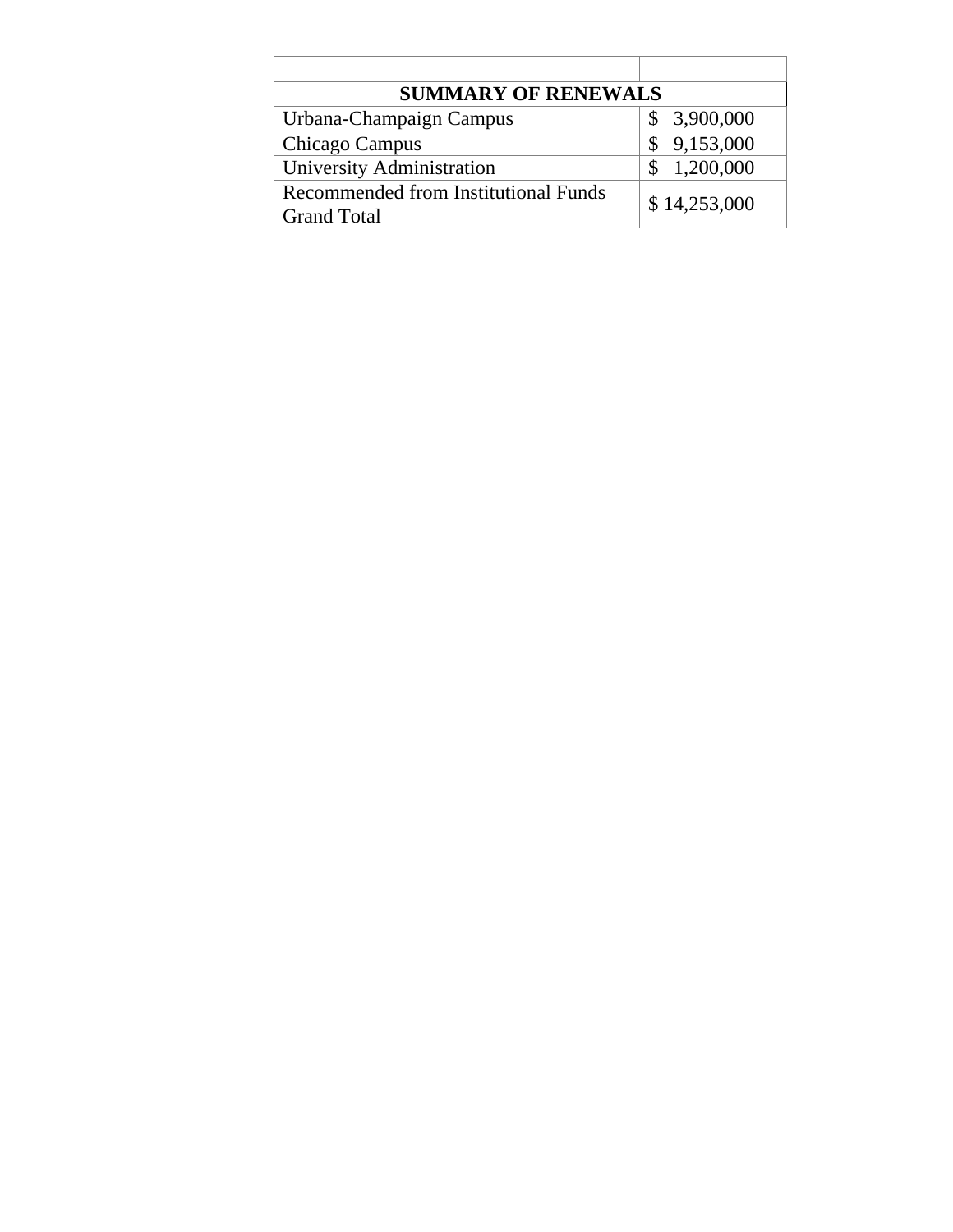| | |
|---|---|
| **SUMMARY OF RENEWALS** | |
| Urbana-Champaign Campus | $ 3,900,000 |
| Chicago Campus | $ 9,153,000 |
| University Administration | $ 1,200,000 |
| Recommended from Institutional Funds Grand Total | $ 14,253,000 |